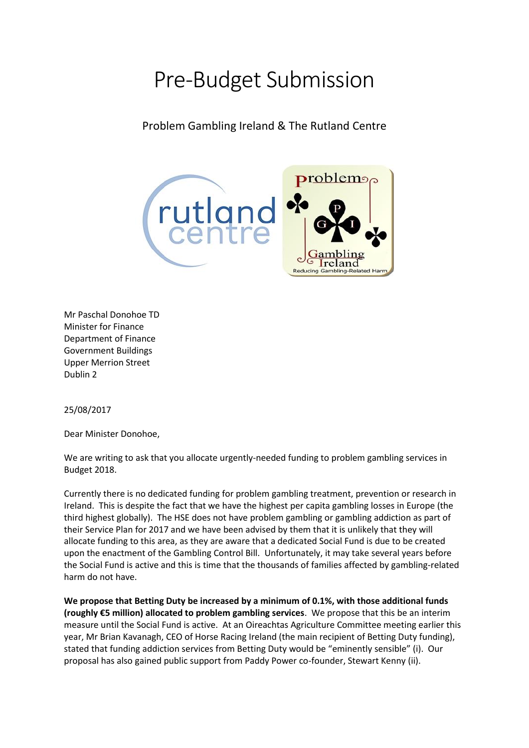# Pre-Budget Submission

Problem Gambling Ireland & The Rutland Centre

Mr Paschal Donohoe TD
Minister for Finance
Department of Finance
Government Buildings
Upper Merrion Street
Dublin 2

25/08/2017

Dear Minister Donohoe,

We are writing to ask that you allocate urgently-needed funding to problem gambling services in Budget 2018.

Currently there is no dedicated funding for problem gambling treatment, prevention or research in Ireland. This is despite the fact that we have the highest per capita gambling losses in Europe (the third highest globally). The HSE does not have problem gambling or gambling addiction as part of their Service Plan for 2017 and we have been advised by them that it is unlikely that they will allocate funding to this area, as they are aware that a dedicated Social Fund is due to be created upon the enactment of the Gambling Control Bill. Unfortunately, it may take several years before the Social Fund is active and this is time that the thousands of families affected by gambling-related harm do not have.

**We propose that Betting Duty be increased by a minimum of 0.1%, with those additional funds (roughly €5 million) allocated to problem gambling services**. We propose that this be an interim measure until the Social Fund is active. At an Oireachtas Agriculture Committee meeting earlier this year, Mr Brian Kavanagh, CEO of Horse Racing Ireland (the main recipient of Betting Duty funding), stated that funding addiction services from Betting Duty would be "eminently sensible" (i). Our proposal has also gained public support from Paddy Power co-founder, Stewart Kenny (ii).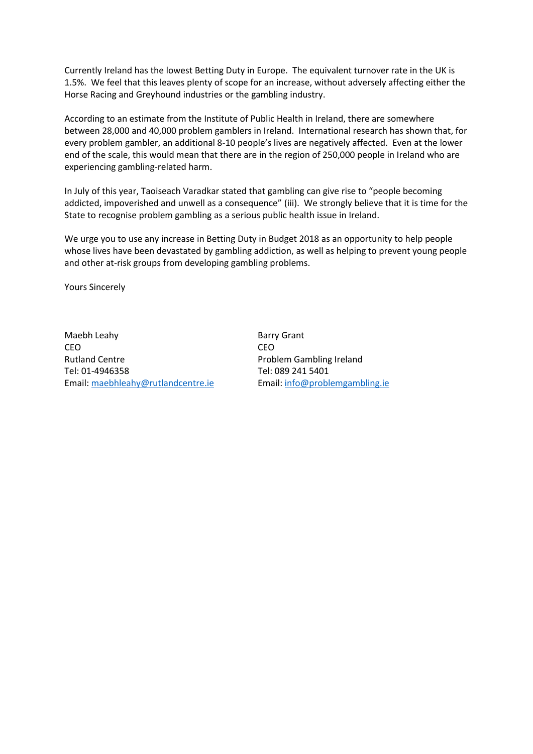Currently Ireland has the lowest Betting Duty in Europe. The equivalent turnover rate in the UK is 1.5%. We feel that this leaves plenty of scope for an increase, without adversely affecting either the Horse Racing and Greyhound industries or the gambling industry.

According to an estimate from the Institute of Public Health in Ireland, there are somewhere between 28,000 and 40,000 problem gamblers in Ireland. International research has shown that, for every problem gambler, an additional 8-10 people's lives are negatively affected. Even at the lower end of the scale, this would mean that there are in the region of 250,000 people in Ireland who are experiencing gambling-related harm.

In July of this year, Taoiseach Varadkar stated that gambling can give rise to "people becoming addicted, impoverished and unwell as a consequence" (iii). We strongly believe that it is time for the State to recognise problem gambling as a serious public health issue in Ireland.

We urge you to use any increase in Betting Duty in Budget 2018 as an opportunity to help people whose lives have been devastated by gambling addiction, as well as helping to prevent young people and other at-risk groups from developing gambling problems.

Yours Sincerely

Maebh Leahy
CEO
Rutland Centre
Tel: 01-4946358
Email: maebhleahy@rutlandcentre.ie

Barry Grant
CEO
Problem Gambling Ireland
Tel: 089 241 5401
Email: info@problemgambling.ie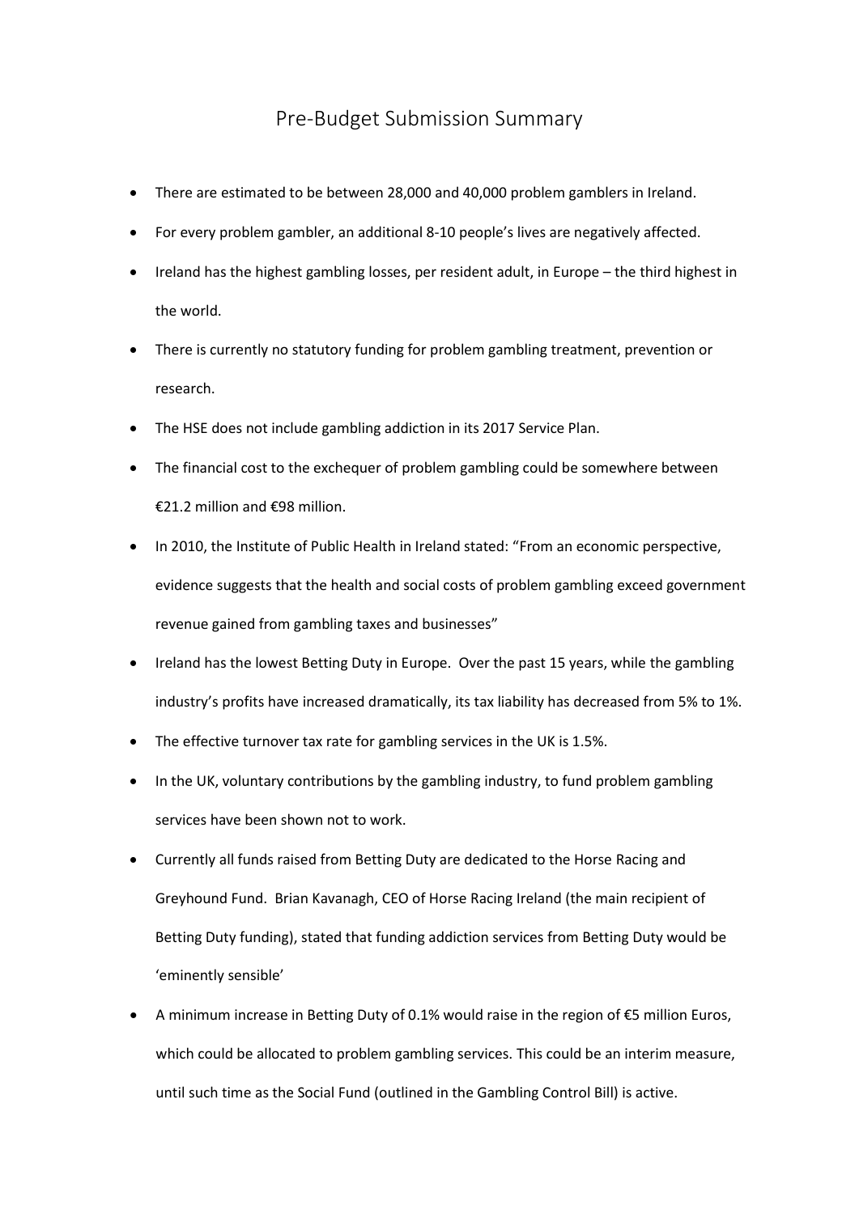# Pre-Budget Submission Summary

- There are estimated to be between 28,000 and 40,000 problem gamblers in Ireland.
- For every problem gambler, an additional 8-10 people's lives are negatively affected.
- Ireland has the highest gambling losses, per resident adult, in Europe – the third highest in the world.
- There is currently no statutory funding for problem gambling treatment, prevention or research.
- The HSE does not include gambling addiction in its 2017 Service Plan.
- The financial cost to the exchequer of problem gambling could be somewhere between €21.2 million and €98 million.
- In 2010, the Institute of Public Health in Ireland stated: "From an economic perspective, evidence suggests that the health and social costs of problem gambling exceed government revenue gained from gambling taxes and businesses"
- Ireland has the lowest Betting Duty in Europe. Over the past 15 years, while the gambling industry's profits have increased dramatically, its tax liability has decreased from 5% to 1%.
- The effective turnover tax rate for gambling services in the UK is 1.5%.
- In the UK, voluntary contributions by the gambling industry, to fund problem gambling services have been shown not to work.
- Currently all funds raised from Betting Duty are dedicated to the Horse Racing and Greyhound Fund. Brian Kavanagh, CEO of Horse Racing Ireland (the main recipient of Betting Duty funding), stated that funding addiction services from Betting Duty would be 'eminently sensible'
- A minimum increase in Betting Duty of 0.1% would raise in the region of €5 million Euros, which could be allocated to problem gambling services. This could be an interim measure, until such time as the Social Fund (outlined in the Gambling Control Bill) is active.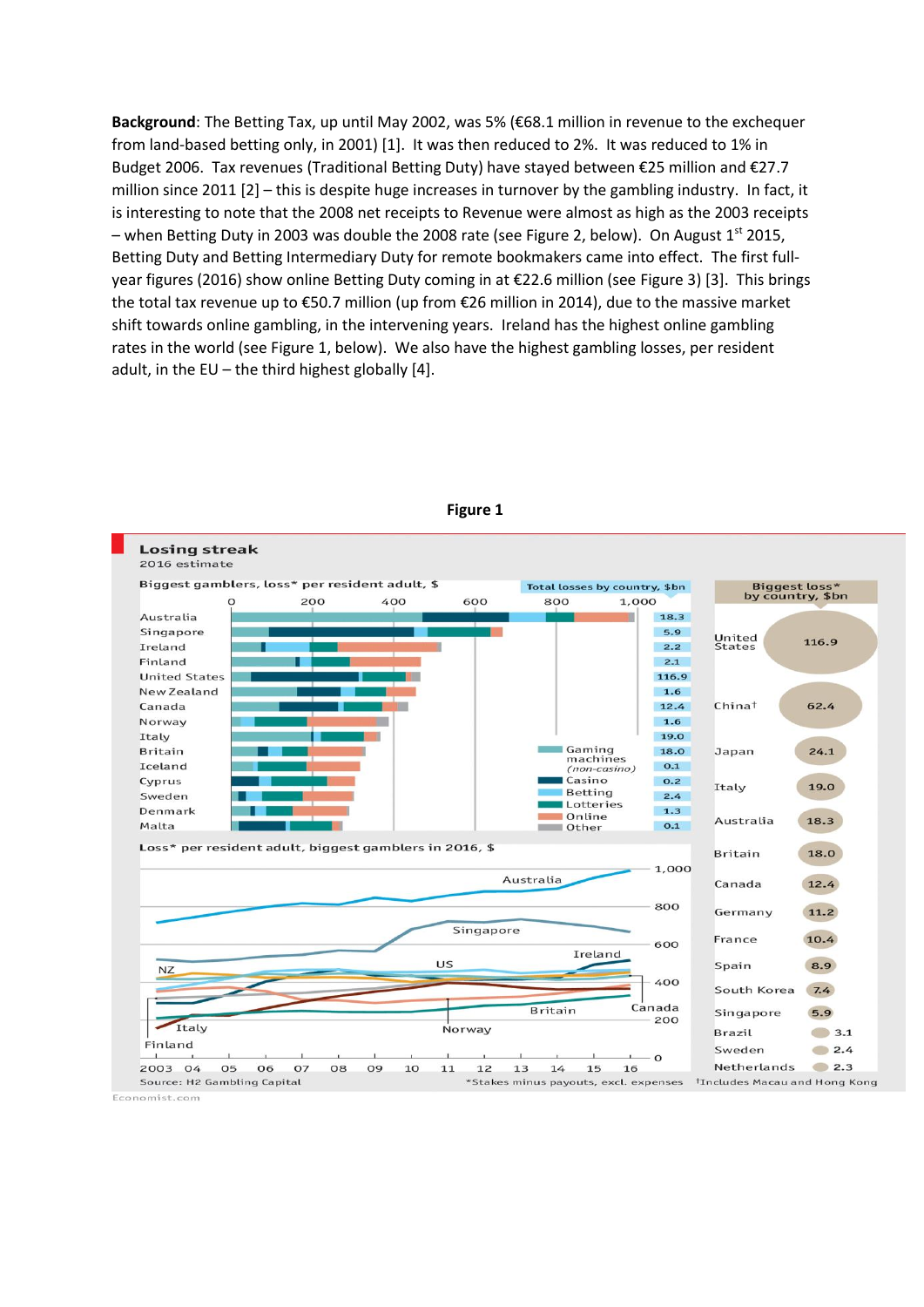**Background**: The Betting Tax, up until May 2002, was 5% (€68.1 million in revenue to the exchequer from land-based betting only, in 2001) [1]. It was then reduced to 2%. It was reduced to 1% in Budget 2006. Tax revenues (Traditional Betting Duty) have stayed between €25 million and €27.7 million since 2011 [2] – this is despite huge increases in turnover by the gambling industry. In fact, it is interesting to note that the 2008 net receipts to Revenue were almost as high as the 2003 receipts – when Betting Duty in 2003 was double the 2008 rate (see Figure 2, below). On August 1st 2015, Betting Duty and Betting Intermediary Duty for remote bookmakers came into effect. The first full-year figures (2016) show online Betting Duty coming in at €22.6 million (see Figure 3) [3]. This brings the total tax revenue up to €50.7 million (up from €26 million in 2014), due to the massive market shift towards online gambling, in the intervening years. Ireland has the highest online gambling rates in the world (see Figure 1, below). We also have the highest gambling losses, per resident adult, in the EU – the third highest globally [4].

**Figure 1**

**Losing streak**
2016 estimate

Biggest gamblers, loss* per resident adult, $

| Country | Total losses by country, $bn |
|---|---|
| Australia | 18.3 |
| Singapore | 5.9 |
| Ireland | 2.2 |
| Finland | 2.1 |
| United States | 116.9 |
| New Zealand | 1.6 |
| Canada | 12.4 |
| Norway | 1.6 |
| Italy | 19.0 |
| Britain | 18.0 |
| Iceland | 0.1 |
| Cyprus | 0.2 |
| Sweden | 2.4 |
| Denmark | 1.3 |
| Malta | 0.1 |

Gaming machines (non-casino), Casino, Betting, Lotteries, Online, Other

Biggest loss* by country, $bn

| Country | $bn |
|---|---|
| United States | 116.9 |
| China† | 62.4 |
| Japan | 24.1 |
| Italy | 19.0 |
| Australia | 18.3 |
| Britain | 18.0 |
| Canada | 12.4 |
| Germany | 11.2 |
| France | 10.4 |
| Spain | 8.9 |
| South Korea | 7.4 |
| Singapore | 5.9 |
| Brazil | 3.1 |
| Sweden | 2.4 |
| Netherlands | 2.3 |

Loss* per resident adult, biggest gamblers in 2016, $

Source: H2 Gambling Capital
*Stakes minus payouts, excl. expenses
†Includes Macau and Hong Kong

Economist.com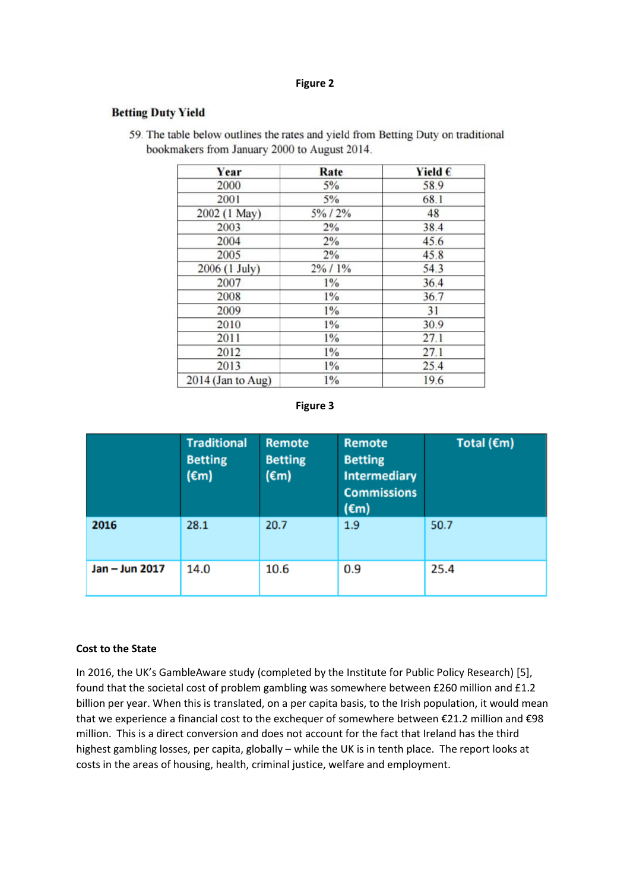**Figure 2**

**Betting Duty Yield**

59. The table below outlines the rates and yield from Betting Duty on traditional bookmakers from January 2000 to August 2014.

| Year | Rate | Yield € |
|---|---|---|
| 2000 | 5% | 58.9 |
| 2001 | 5% | 68.1 |
| 2002 (1 May) | 5% / 2% | 48 |
| 2003 | 2% | 38.4 |
| 2004 | 2% | 45.6 |
| 2005 | 2% | 45.8 |
| 2006 (1 July) | 2% / 1% | 54.3 |
| 2007 | 1% | 36.4 |
| 2008 | 1% | 36.7 |
| 2009 | 1% | 31 |
| 2010 | 1% | 30.9 |
| 2011 | 1% | 27.1 |
| 2012 | 1% | 27.1 |
| 2013 | 1% | 25.4 |
| 2014 (Jan to Aug) | 1% | 19.6 |

**Figure 3**

| | Traditional Betting (€m) | Remote Betting (€m) | Remote Betting Intermediary Commissions (€m) | Total (€m) |
|---|---|---|---|---|
| **2016** | 28.1 | 20.7 | 1.9 | 50.7 |
| **Jan – Jun 2017** | 14.0 | 10.6 | 0.9 | 25.4 |

**Cost to the State**

In 2016, the UK's GambleAware study (completed by the Institute for Public Policy Research) [5], found that the societal cost of problem gambling was somewhere between £260 million and £1.2 billion per year. When this is translated, on a per capita basis, to the Irish population, it would mean that we experience a financial cost to the exchequer of somewhere between €21.2 million and €98 million. This is a direct conversion and does not account for the fact that Ireland has the third highest gambling losses, per capita, globally – while the UK is in tenth place. The report looks at costs in the areas of housing, health, criminal justice, welfare and employment.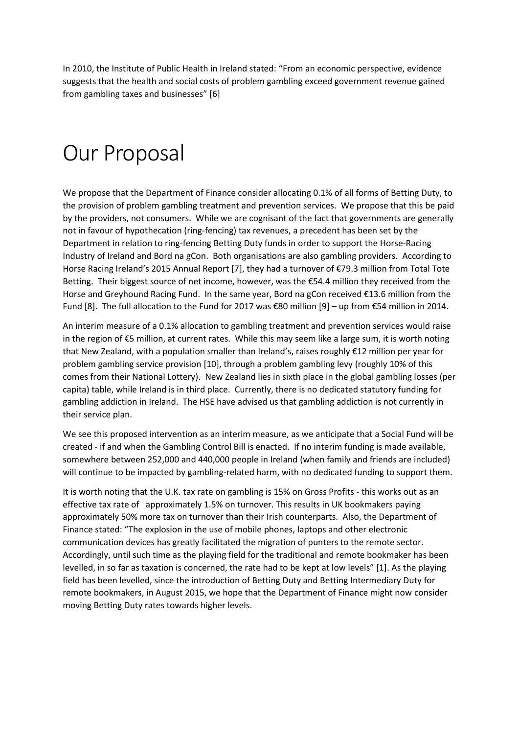In 2010, the Institute of Public Health in Ireland stated: "From an economic perspective, evidence suggests that the health and social costs of problem gambling exceed government revenue gained from gambling taxes and businesses" [6]

# Our Proposal

We propose that the Department of Finance consider allocating 0.1% of all forms of Betting Duty, to the provision of problem gambling treatment and prevention services. We propose that this be paid by the providers, not consumers. While we are cognisant of the fact that governments are generally not in favour of hypothecation (ring-fencing) tax revenues, a precedent has been set by the Department in relation to ring-fencing Betting Duty funds in order to support the Horse-Racing Industry of Ireland and Bord na gCon. Both organisations are also gambling providers. According to Horse Racing Ireland's 2015 Annual Report [7], they had a turnover of €79.3 million from Total Tote Betting. Their biggest source of net income, however, was the €54.4 million they received from the Horse and Greyhound Racing Fund. In the same year, Bord na gCon received €13.6 million from the Fund [8]. The full allocation to the Fund for 2017 was €80 million [9] – up from €54 million in 2014.

An interim measure of a 0.1% allocation to gambling treatment and prevention services would raise in the region of €5 million, at current rates. While this may seem like a large sum, it is worth noting that New Zealand, with a population smaller than Ireland's, raises roughly €12 million per year for problem gambling service provision [10], through a problem gambling levy (roughly 10% of this comes from their National Lottery). New Zealand lies in sixth place in the global gambling losses (per capita) table, while Ireland is in third place. Currently, there is no dedicated statutory funding for gambling addiction in Ireland. The HSE have advised us that gambling addiction is not currently in their service plan.

We see this proposed intervention as an interim measure, as we anticipate that a Social Fund will be created - if and when the Gambling Control Bill is enacted. If no interim funding is made available, somewhere between 252,000 and 440,000 people in Ireland (when family and friends are included) will continue to be impacted by gambling-related harm, with no dedicated funding to support them.

It is worth noting that the U.K. tax rate on gambling is 15% on Gross Profits - this works out as an effective tax rate of approximately 1.5% on turnover. This results in UK bookmakers paying approximately 50% more tax on turnover than their Irish counterparts. Also, the Department of Finance stated: "The explosion in the use of mobile phones, laptops and other electronic communication devices has greatly facilitated the migration of punters to the remote sector. Accordingly, until such time as the playing field for the traditional and remote bookmaker has been levelled, in so far as taxation is concerned, the rate had to be kept at low levels" [1]. As the playing field has been levelled, since the introduction of Betting Duty and Betting Intermediary Duty for remote bookmakers, in August 2015, we hope that the Department of Finance might now consider moving Betting Duty rates towards higher levels.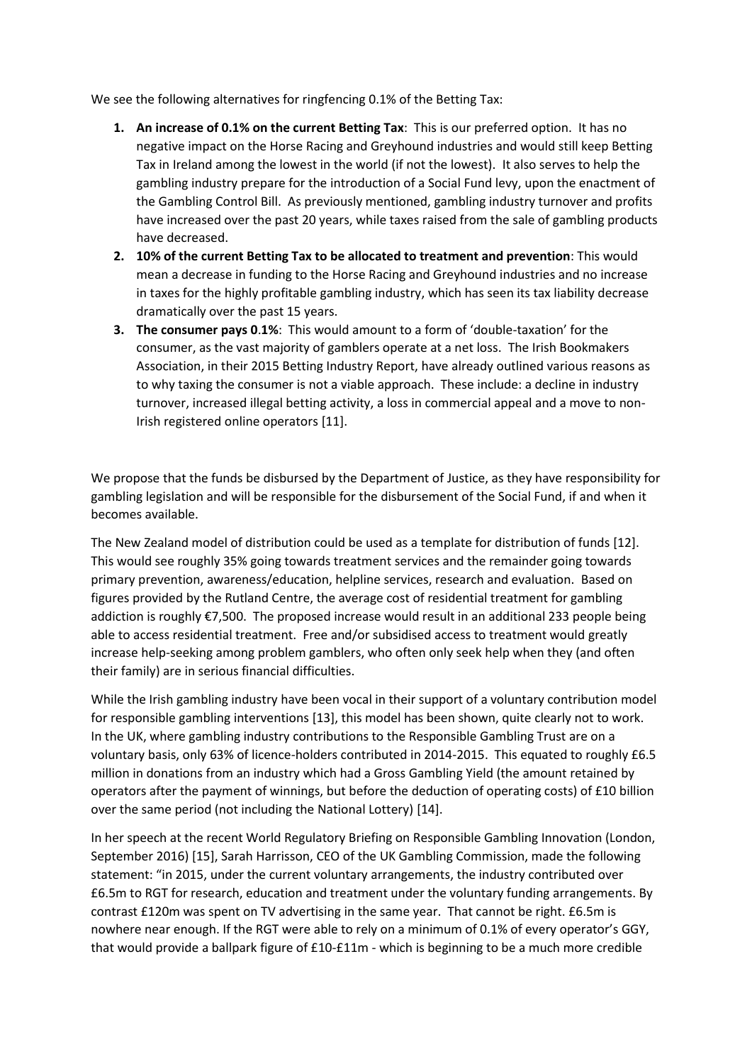We see the following alternatives for ringfencing 0.1% of the Betting Tax:

1. **An increase of 0.1% on the current Betting Tax**: This is our preferred option. It has no negative impact on the Horse Racing and Greyhound industries and would still keep Betting Tax in Ireland among the lowest in the world (if not the lowest). It also serves to help the gambling industry prepare for the introduction of a Social Fund levy, upon the enactment of the Gambling Control Bill. As previously mentioned, gambling industry turnover and profits have increased over the past 20 years, while taxes raised from the sale of gambling products have decreased.
2. **10% of the current Betting Tax to be allocated to treatment and prevention**: This would mean a decrease in funding to the Horse Racing and Greyhound industries and no increase in taxes for the highly profitable gambling industry, which has seen its tax liability decrease dramatically over the past 15 years.
3. **The consumer pays 0.1%**: This would amount to a form of 'double-taxation' for the consumer, as the vast majority of gamblers operate at a net loss. The Irish Bookmakers Association, in their 2015 Betting Industry Report, have already outlined various reasons as to why taxing the consumer is not a viable approach. These include: a decline in industry turnover, increased illegal betting activity, a loss in commercial appeal and a move to non-Irish registered online operators [11].

We propose that the funds be disbursed by the Department of Justice, as they have responsibility for gambling legislation and will be responsible for the disbursement of the Social Fund, if and when it becomes available.

The New Zealand model of distribution could be used as a template for distribution of funds [12]. This would see roughly 35% going towards treatment services and the remainder going towards primary prevention, awareness/education, helpline services, research and evaluation. Based on figures provided by the Rutland Centre, the average cost of residential treatment for gambling addiction is roughly €7,500. The proposed increase would result in an additional 233 people being able to access residential treatment. Free and/or subsidised access to treatment would greatly increase help-seeking among problem gamblers, who often only seek help when they (and often their family) are in serious financial difficulties.

While the Irish gambling industry have been vocal in their support of a voluntary contribution model for responsible gambling interventions [13], this model has been shown, quite clearly not to work. In the UK, where gambling industry contributions to the Responsible Gambling Trust are on a voluntary basis, only 63% of licence-holders contributed in 2014-2015. This equated to roughly £6.5 million in donations from an industry which had a Gross Gambling Yield (the amount retained by operators after the payment of winnings, but before the deduction of operating costs) of £10 billion over the same period (not including the National Lottery) [14].

In her speech at the recent World Regulatory Briefing on Responsible Gambling Innovation (London, September 2016) [15], Sarah Harrisson, CEO of the UK Gambling Commission, made the following statement: "in 2015, under the current voluntary arrangements, the industry contributed over £6.5m to RGT for research, education and treatment under the voluntary funding arrangements. By contrast £120m was spent on TV advertising in the same year. That cannot be right. £6.5m is nowhere near enough. If the RGT were able to rely on a minimum of 0.1% of every operator's GGY, that would provide a ballpark figure of £10-£11m - which is beginning to be a much more credible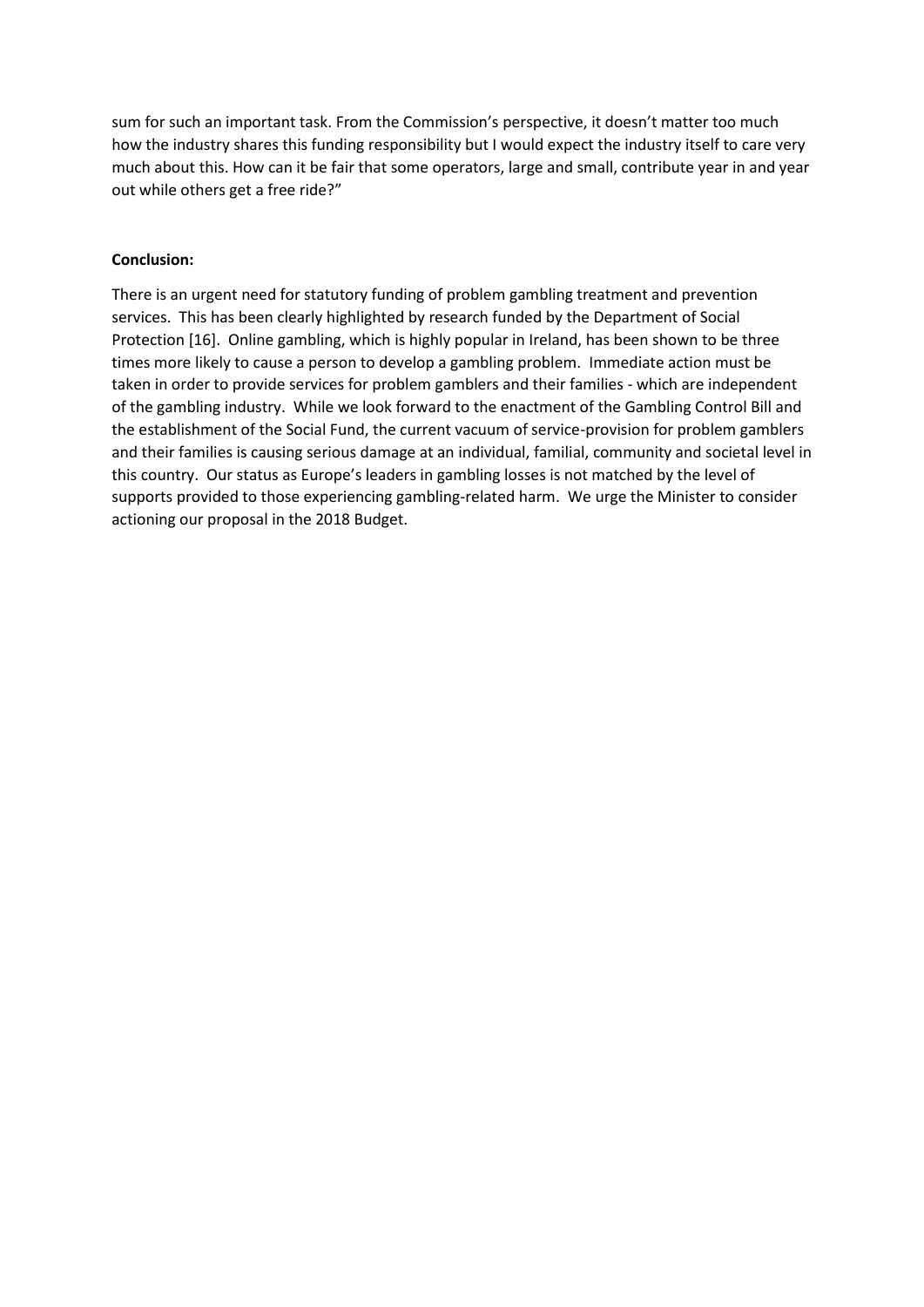sum for such an important task. From the Commission's perspective, it doesn't matter too much how the industry shares this funding responsibility but I would expect the industry itself to care very much about this. How can it be fair that some operators, large and small, contribute year in and year out while others get a free ride?"

**Conclusion:**

There is an urgent need for statutory funding of problem gambling treatment and prevention services. This has been clearly highlighted by research funded by the Department of Social Protection [16]. Online gambling, which is highly popular in Ireland, has been shown to be three times more likely to cause a person to develop a gambling problem. Immediate action must be taken in order to provide services for problem gamblers and their families - which are independent of the gambling industry. While we look forward to the enactment of the Gambling Control Bill and the establishment of the Social Fund, the current vacuum of service-provision for problem gamblers and their families is causing serious damage at an individual, familial, community and societal level in this country. Our status as Europe's leaders in gambling losses is not matched by the level of supports provided to those experiencing gambling-related harm. We urge the Minister to consider actioning our proposal in the 2018 Budget.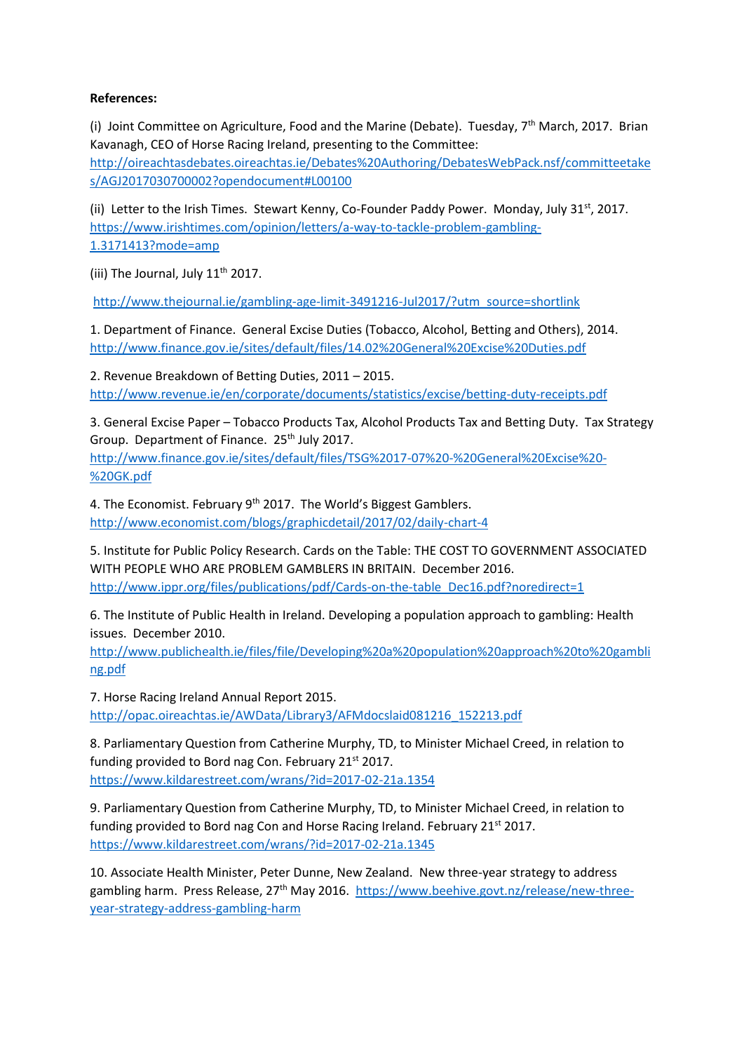**References:**

(i) Joint Committee on Agriculture, Food and the Marine (Debate). Tuesday, 7th March, 2017. Brian Kavanagh, CEO of Horse Racing Ireland, presenting to the Committee: http://oireachtasdebates.oireachtas.ie/Debates%20Authoring/DebatesWebPack.nsf/committeetakes/AGJ2017030700002?opendocument#L00100

(ii) Letter to the Irish Times. Stewart Kenny, Co-Founder Paddy Power. Monday, July 31st, 2017. https://www.irishtimes.com/opinion/letters/a-way-to-tackle-problem-gambling-1.3171413?mode=amp

(iii) The Journal, July 11th 2017.

http://www.thejournal.ie/gambling-age-limit-3491216-Jul2017/?utm_source=shortlink

1. Department of Finance. General Excise Duties (Tobacco, Alcohol, Betting and Others), 2014. http://www.finance.gov.ie/sites/default/files/14.02%20General%20Excise%20Duties.pdf

2. Revenue Breakdown of Betting Duties, 2011 – 2015. http://www.revenue.ie/en/corporate/documents/statistics/excise/betting-duty-receipts.pdf

3. General Excise Paper – Tobacco Products Tax, Alcohol Products Tax and Betting Duty. Tax Strategy Group. Department of Finance. 25th July 2017. http://www.finance.gov.ie/sites/default/files/TSG%2017-07%20-%20General%20Excise%20-%20GK.pdf

4. The Economist. February 9th 2017. The World's Biggest Gamblers. http://www.economist.com/blogs/graphicdetail/2017/02/daily-chart-4

5. Institute for Public Policy Research. Cards on the Table: THE COST TO GOVERNMENT ASSOCIATED WITH PEOPLE WHO ARE PROBLEM GAMBLERS IN BRITAIN. December 2016. http://www.ippr.org/files/publications/pdf/Cards-on-the-table_Dec16.pdf?noredirect=1

6. The Institute of Public Health in Ireland. Developing a population approach to gambling: Health issues. December 2010. http://www.publichealth.ie/files/file/Developing%20a%20population%20approach%20to%20gambling.pdf

7. Horse Racing Ireland Annual Report 2015. http://opac.oireachtas.ie/AWData/Library3/AFMdocslaid081216_152213.pdf

8. Parliamentary Question from Catherine Murphy, TD, to Minister Michael Creed, in relation to funding provided to Bord nag Con. February 21st 2017. https://www.kildarestreet.com/wrans/?id=2017-02-21a.1354

9. Parliamentary Question from Catherine Murphy, TD, to Minister Michael Creed, in relation to funding provided to Bord nag Con and Horse Racing Ireland. February 21st 2017. https://www.kildarestreet.com/wrans/?id=2017-02-21a.1345

10. Associate Health Minister, Peter Dunne, New Zealand. New three-year strategy to address gambling harm. Press Release, 27th May 2016. https://www.beehive.govt.nz/release/new-three-year-strategy-address-gambling-harm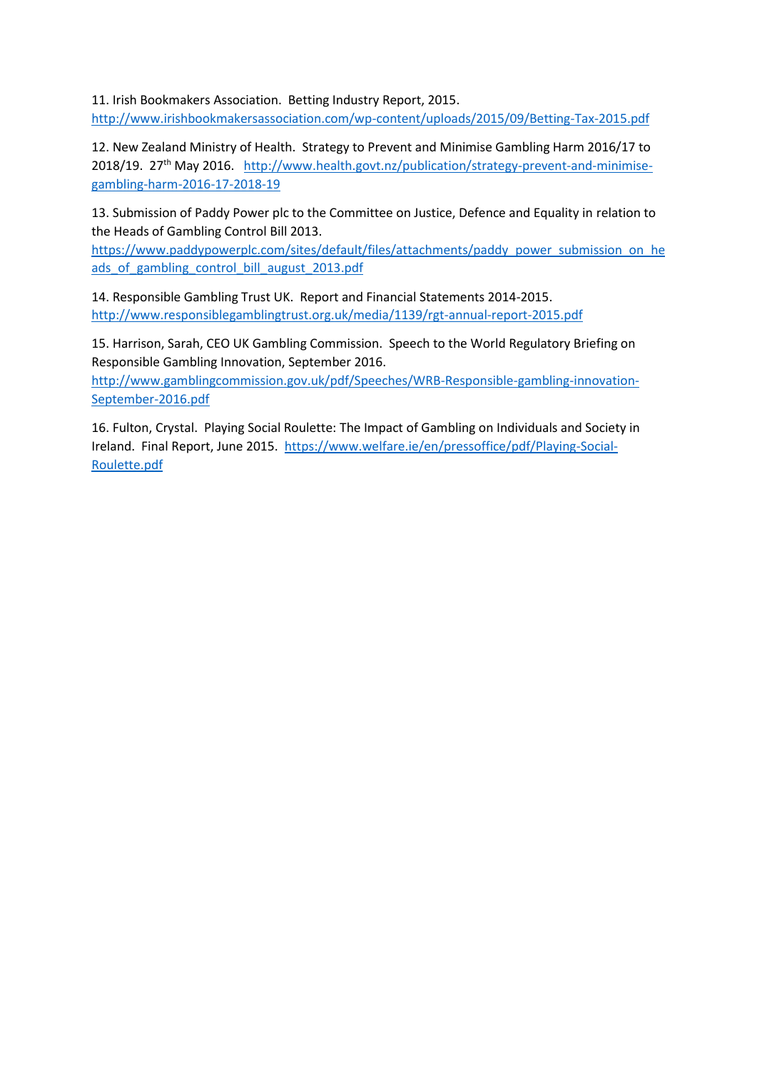11. Irish Bookmakers Association. Betting Industry Report, 2015. http://www.irishbookmakersassociation.com/wp-content/uploads/2015/09/Betting-Tax-2015.pdf

12. New Zealand Ministry of Health. Strategy to Prevent and Minimise Gambling Harm 2016/17 to 2018/19. 27th May 2016. http://www.health.govt.nz/publication/strategy-prevent-and-minimise-gambling-harm-2016-17-2018-19

13. Submission of Paddy Power plc to the Committee on Justice, Defence and Equality in relation to the Heads of Gambling Control Bill 2013. https://www.paddypowerplc.com/sites/default/files/attachments/paddy_power_submission_on_heads_of_gambling_control_bill_august_2013.pdf

14. Responsible Gambling Trust UK. Report and Financial Statements 2014-2015. http://www.responsiblegamblingtrust.org.uk/media/1139/rgt-annual-report-2015.pdf

15. Harrison, Sarah, CEO UK Gambling Commission. Speech to the World Regulatory Briefing on Responsible Gambling Innovation, September 2016. http://www.gamblingcommission.gov.uk/pdf/Speeches/WRB-Responsible-gambling-innovation-September-2016.pdf

16. Fulton, Crystal. Playing Social Roulette: The Impact of Gambling on Individuals and Society in Ireland. Final Report, June 2015. https://www.welfare.ie/en/pressoffice/pdf/Playing-Social-Roulette.pdf